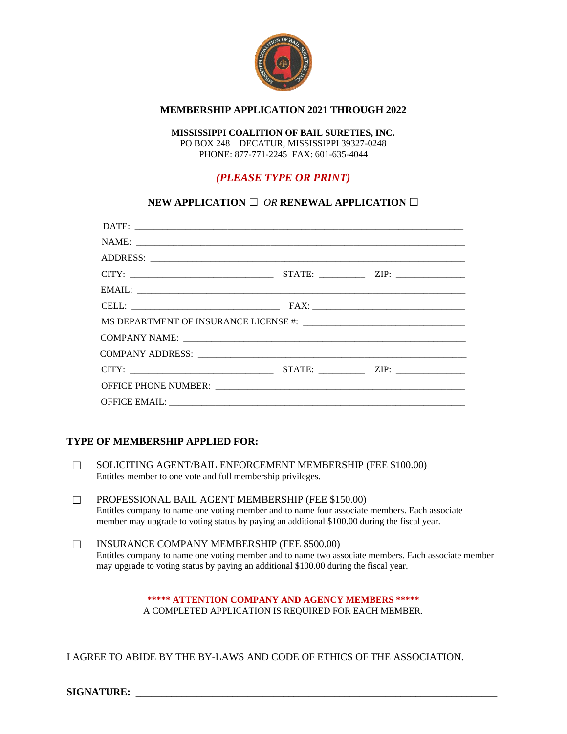**MEMBERSHIP APPLICATION 2021 THROUGH 2022**

**MISSISSIPPI COALITION OF BAIL SURETIES, INC.**
PO BOX 248 – DECATUR, MISSISSIPPI 39327-0248
PHONE: 877-771-2245 FAX: 601-635-4044

***(PLEASE TYPE OR PRINT)***

**NEW APPLICATION** ☐ *OR* **RENEWAL APPLICATION** ☐

DATE: ______________________________________________________________________

NAME: ______________________________________________________________________

ADDRESS: ___________________________________________________________________

CITY: ______________________________ STATE: __________ ZIP: _______________

EMAIL: _____________________________________________________________________

CELL: ______________________________ FAX: ________________________________

MS DEPARTMENT OF INSURANCE LICENSE #: ________________________________

COMPANY NAME: ______________________________________________________________

COMPANY ADDRESS: ___________________________________________________________

CITY: ______________________________ STATE: __________ ZIP: _______________

OFFICE PHONE NUMBER: _______________________________________________________

OFFICE EMAIL: ______________________________________________________________

**TYPE OF MEMBERSHIP APPLIED FOR:**

☐ SOLICITING AGENT/BAIL ENFORCEMENT MEMBERSHIP (FEE $100.00)
Entitles member to one vote and full membership privileges.

☐ PROFESSIONAL BAIL AGENT MEMBERSHIP (FEE $150.00)
Entitles company to name one voting member and to name four associate members. Each associate member may upgrade to voting status by paying an additional $100.00 during the fiscal year.

☐ INSURANCE COMPANY MEMBERSHIP (FEE $500.00)
Entitles company to name one voting member and to name two associate members. Each associate member may upgrade to voting status by paying an additional $100.00 during the fiscal year.

**\*\*\*\*\* ATTENTION COMPANY AND AGENCY MEMBERS \*\*\*\*\***
A COMPLETED APPLICATION IS REQUIRED FOR EACH MEMBER.

I AGREE TO ABIDE BY THE BY-LAWS AND CODE OF ETHICS OF THE ASSOCIATION.

**SIGNATURE:** _____________________________________________________________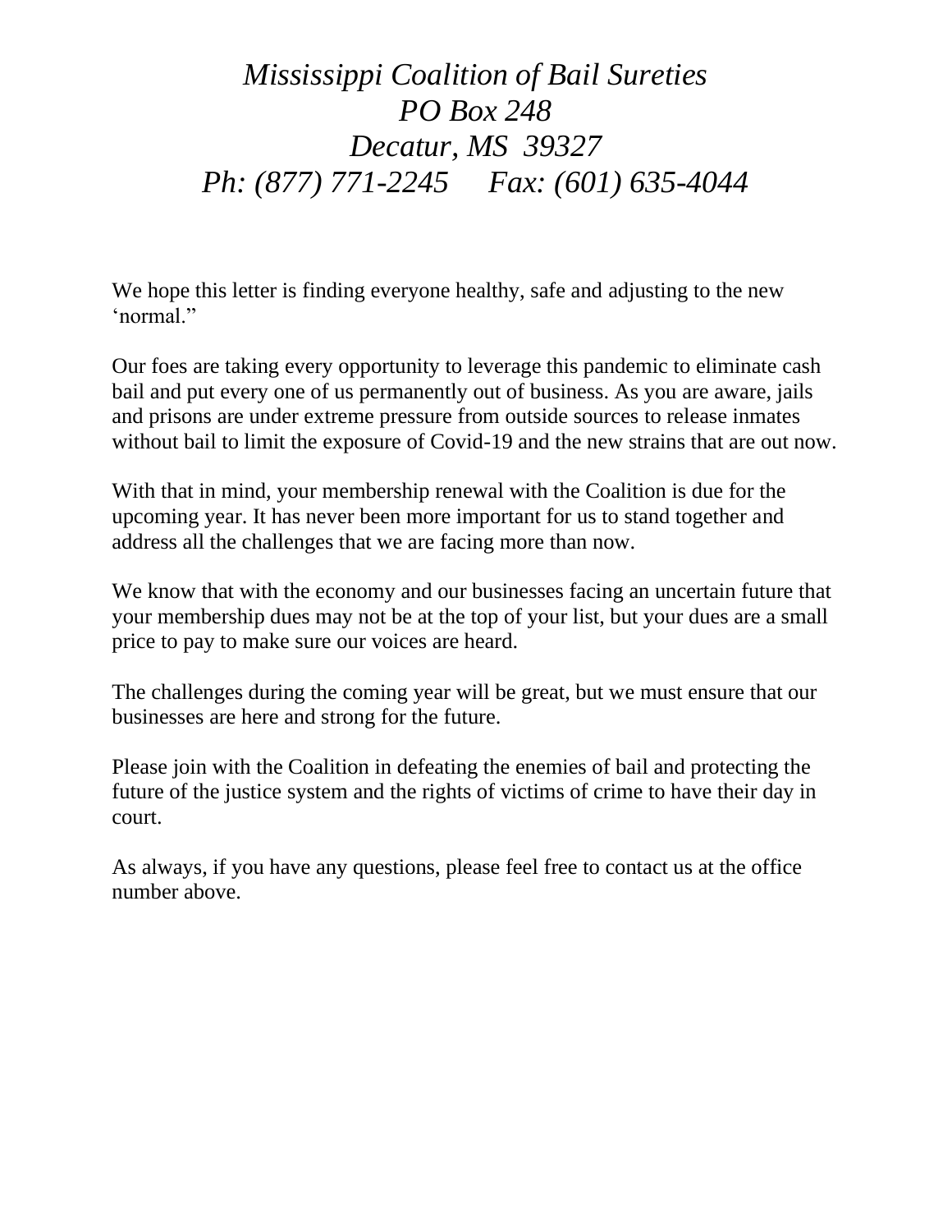*Mississippi Coalition of Bail Sureties*
*PO Box 248*
*Decatur, MS 39327*
*Ph: (877) 771-2245 Fax: (601) 635-4044*

We hope this letter is finding everyone healthy, safe and adjusting to the new 'normal."

Our foes are taking every opportunity to leverage this pandemic to eliminate cash bail and put every one of us permanently out of business. As you are aware, jails and prisons are under extreme pressure from outside sources to release inmates without bail to limit the exposure of Covid-19 and the new strains that are out now.

With that in mind, your membership renewal with the Coalition is due for the upcoming year. It has never been more important for us to stand together and address all the challenges that we are facing more than now.

We know that with the economy and our businesses facing an uncertain future that your membership dues may not be at the top of your list, but your dues are a small price to pay to make sure our voices are heard.

The challenges during the coming year will be great, but we must ensure that our businesses are here and strong for the future.

Please join with the Coalition in defeating the enemies of bail and protecting the future of the justice system and the rights of victims of crime to have their day in court.

As always, if you have any questions, please feel free to contact us at the office number above.